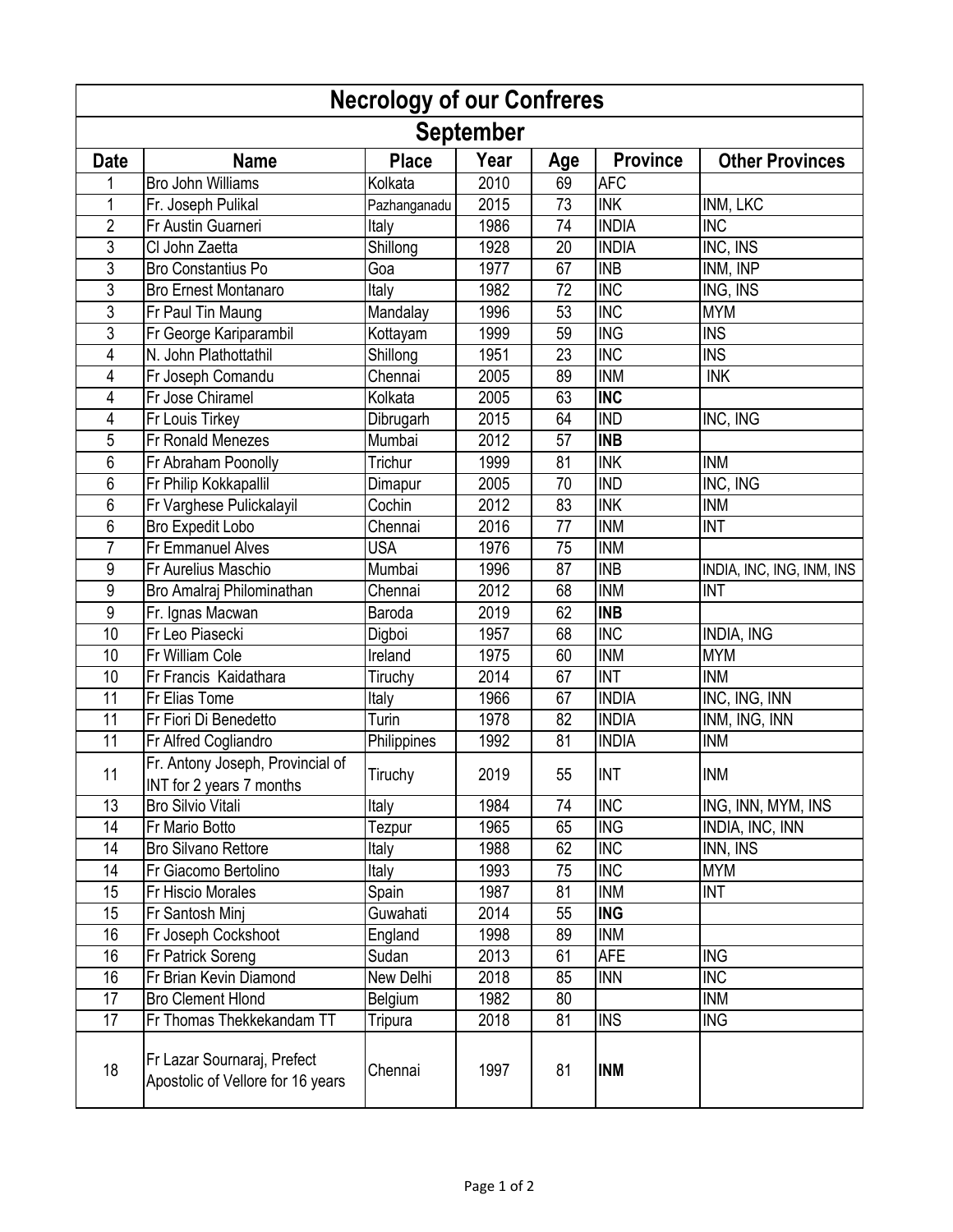# Necrology of our Confreres

## September

| Date | Name | Place | Year | Age | Province | Other Provinces |
|---|---|---|---|---|---|---|
| 1 | Bro John Williams | Kolkata | 2010 | 69 | AFC | |
| 1 | Fr. Joseph Pulikal | Pazhanganadu | 2015 | 73 | INK | INM, LKC |
| 2 | Fr Austin Guarneri | Italy | 1986 | 74 | INDIA | INC |
| 3 | Cl John Zaetta | Shillong | 1928 | 20 | INDIA | INC, INS |
| 3 | Bro Constantius Po | Goa | 1977 | 67 | INB | INM, INP |
| 3 | Bro Ernest Montanaro | Italy | 1982 | 72 | INC | ING, INS |
| 3 | Fr Paul Tin Maung | Mandalay | 1996 | 53 | INC | MYM |
| 3 | Fr George Kariparambil | Kottayam | 1999 | 59 | ING | INS |
| 4 | N. John Plathottathil | Shillong | 1951 | 23 | INC | INS |
| 4 | Fr Joseph Comandu | Chennai | 2005 | 89 | INM | INK |
| 4 | Fr Jose Chiramel | Kolkata | 2005 | 63 | **INC** | |
| 4 | Fr Louis Tirkey | Dibrugarh | 2015 | 64 | IND | INC, ING |
| 5 | Fr Ronald Menezes | Mumbai | 2012 | 57 | **INB** | |
| 6 | Fr Abraham Poonolly | Trichur | 1999 | 81 | INK | INM |
| 6 | Fr Philip Kokkapallil | Dimapur | 2005 | 70 | IND | INC, ING |
| 6 | Fr Varghese Pulickalayil | Cochin | 2012 | 83 | INK | INM |
| 6 | Bro Expedit Lobo | Chennai | 2016 | 77 | INM | INT |
| 7 | Fr Emmanuel Alves | USA | 1976 | 75 | INM | |
| 9 | Fr Aurelius Maschio | Mumbai | 1996 | 87 | INB | INDIA, INC, ING, INM, INS |
| 9 | Bro Amalraj Philominathan | Chennai | 2012 | 68 | INM | INT |
| 9 | Fr. Ignas Macwan | Baroda | 2019 | 62 | **INB** | |
| 10 | Fr Leo Piasecki | Digboi | 1957 | 68 | INC | INDIA, ING |
| 10 | Fr William Cole | Ireland | 1975 | 60 | INM | MYM |
| 10 | Fr Francis Kaidathara | Tiruchy | 2014 | 67 | INT | INM |
| 11 | Fr Elias Tome | Italy | 1966 | 67 | INDIA | INC, ING, INN |
| 11 | Fr Fiori Di Benedetto | Turin | 1978 | 82 | INDIA | INM, ING, INN |
| 11 | Fr Alfred Cogliandro | Philippines | 1992 | 81 | INDIA | INM |
| 11 | Fr. Antony Joseph, Provincial of INT for 2 years 7 months | Tiruchy | 2019 | 55 | INT | INM |
| 13 | Bro Silvio Vitali | Italy | 1984 | 74 | INC | ING, INN, MYM, INS |
| 14 | Fr Mario Botto | Tezpur | 1965 | 65 | ING | INDIA, INC, INN |
| 14 | Bro Silvano Rettore | Italy | 1988 | 62 | INC | INN, INS |
| 14 | Fr Giacomo Bertolino | Italy | 1993 | 75 | INC | MYM |
| 15 | Fr Hiscio Morales | Spain | 1987 | 81 | INM | INT |
| 15 | Fr Santosh Minj | Guwahati | 2014 | 55 | **ING** | |
| 16 | Fr Joseph Cockshoot | England | 1998 | 89 | INM | |
| 16 | Fr Patrick Soreng | Sudan | 2013 | 61 | AFE | ING |
| 16 | Fr Brian Kevin Diamond | New Delhi | 2018 | 85 | INN | INC |
| 17 | Bro Clement Hlond | Belgium | 1982 | 80 | | INM |
| 17 | Fr Thomas Thekkekandam TT | Tripura | 2018 | 81 | INS | ING |
| 18 | Fr Lazar Sournaraj, Prefect Apostolic of Vellore for 16 years | Chennai | 1997 | 81 | **INM** | |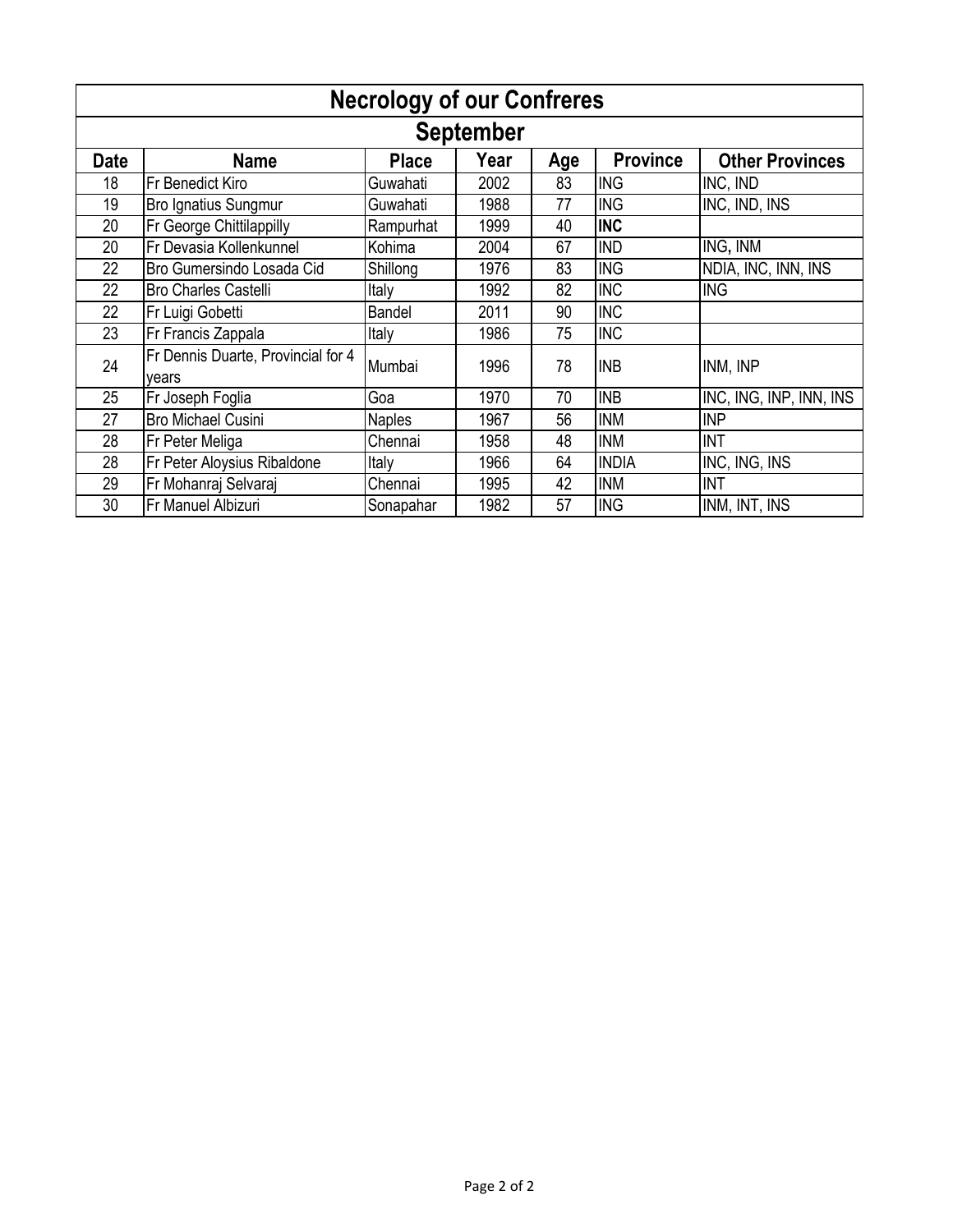# Necrology of our Confreres

## September

| Date | Name | Place | Year | Age | Province | Other Provinces |
|---|---|---|---|---|---|---|
| 18 | Fr Benedict Kiro | Guwahati | 2002 | 83 | ING | INC, IND |
| 19 | Bro Ignatius Sungmur | Guwahati | 1988 | 77 | ING | INC, IND, INS |
| 20 | Fr George Chittilappilly | Rampurhat | 1999 | 40 | **INC** | |
| 20 | Fr Devasia Kollenkunnel | Kohima | 2004 | 67 | IND | ING**,** INM |
| 22 | Bro Gumersindo Losada Cid | Shillong | 1976 | 83 | ING | NDIA, INC, INN, INS |
| 22 | Bro Charles Castelli | Italy | 1992 | 82 | INC | ING |
| 22 | Fr Luigi Gobetti | Bandel | 2011 | 90 | INC | |
| 23 | Fr Francis Zappala | Italy | 1986 | 75 | INC | |
| 24 | Fr Dennis Duarte, Provincial for 4 years | Mumbai | 1996 | 78 | INB | INM, INP |
| 25 | Fr Joseph Foglia | Goa | 1970 | 70 | INB | INC, ING, INP, INN, INS |
| 27 | Bro Michael Cusini | Naples | 1967 | 56 | INM | INP |
| 28 | Fr Peter Meliga | Chennai | 1958 | 48 | INM | INT |
| 28 | Fr Peter Aloysius Ribaldone | Italy | 1966 | 64 | INDIA | INC, ING, INS |
| 29 | Fr Mohanraj Selvaraj | Chennai | 1995 | 42 | INM | INT |
| 30 | Fr Manuel Albizuri | Sonapahar | 1982 | 57 | ING | INM, INT, INS |